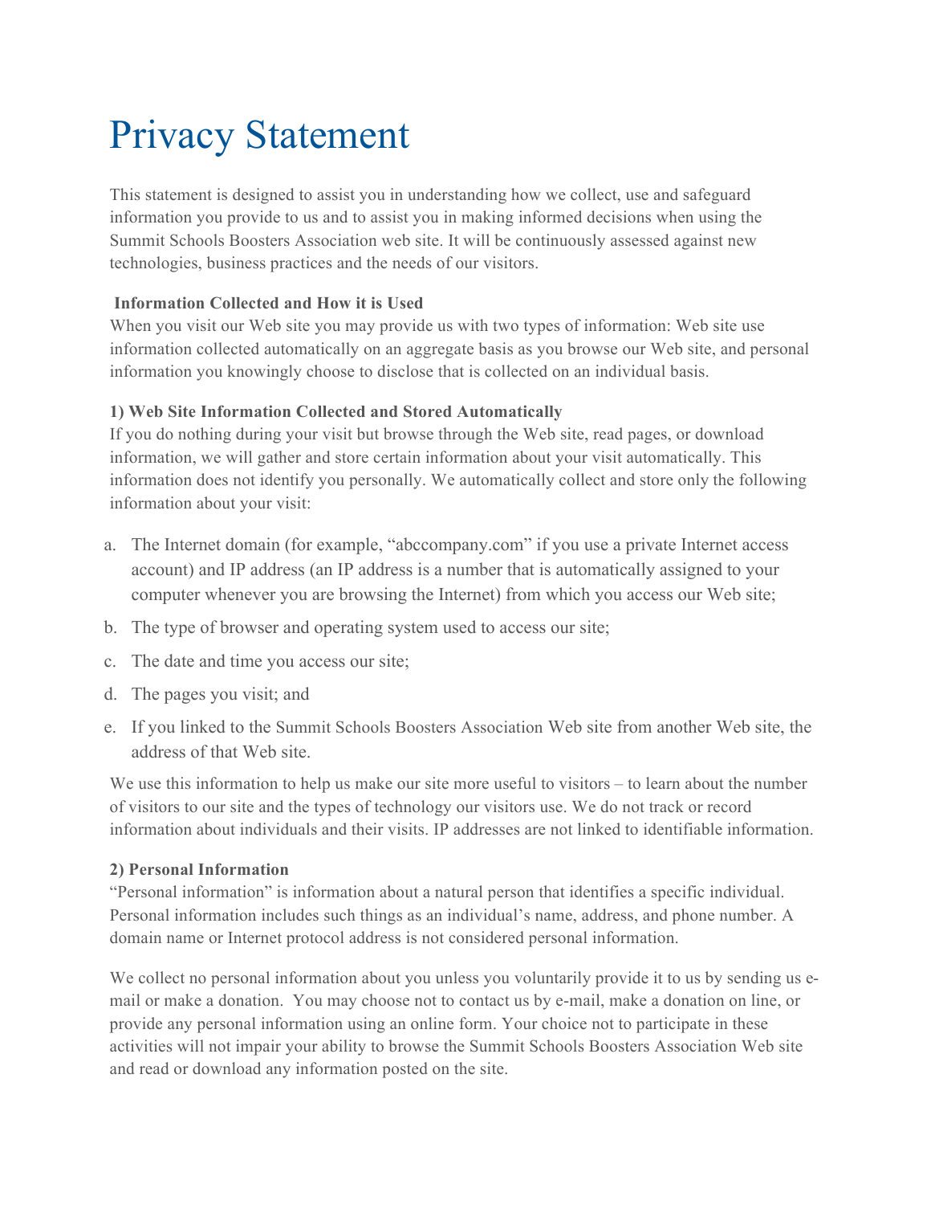# Privacy Statement

This statement is designed to assist you in understanding how we collect, use and safeguard information you provide to us and to assist you in making informed decisions when using the Summit Schools Boosters Association web site. It will be continuously assessed against new technologies, business practices and the needs of our visitors.

**Information Collected and How it is Used**

When you visit our Web site you may provide us with two types of information: Web site use information collected automatically on an aggregate basis as you browse our Web site, and personal information you knowingly choose to disclose that is collected on an individual basis.

**1) Web Site Information Collected and Stored Automatically**

If you do nothing during your visit but browse through the Web site, read pages, or download information, we will gather and store certain information about your visit automatically. This information does not identify you personally. We automatically collect and store only the following information about your visit:

a. The Internet domain (for example, "abccompany.com" if you use a private Internet access account) and IP address (an IP address is a number that is automatically assigned to your computer whenever you are browsing the Internet) from which you access our Web site;

b. The type of browser and operating system used to access our site;

c. The date and time you access our site;

d. The pages you visit; and

e. If you linked to the Summit Schools Boosters Association Web site from another Web site, the address of that Web site.

We use this information to help us make our site more useful to visitors – to learn about the number of visitors to our site and the types of technology our visitors use. We do not track or record information about individuals and their visits. IP addresses are not linked to identifiable information.

**2) Personal Information**

"Personal information" is information about a natural person that identifies a specific individual. Personal information includes such things as an individual's name, address, and phone number. A domain name or Internet protocol address is not considered personal information.

We collect no personal information about you unless you voluntarily provide it to us by sending us e-mail or make a donation. You may choose not to contact us by e-mail, make a donation on line, or provide any personal information using an online form. Your choice not to participate in these activities will not impair your ability to browse the Summit Schools Boosters Association Web site and read or download any information posted on the site.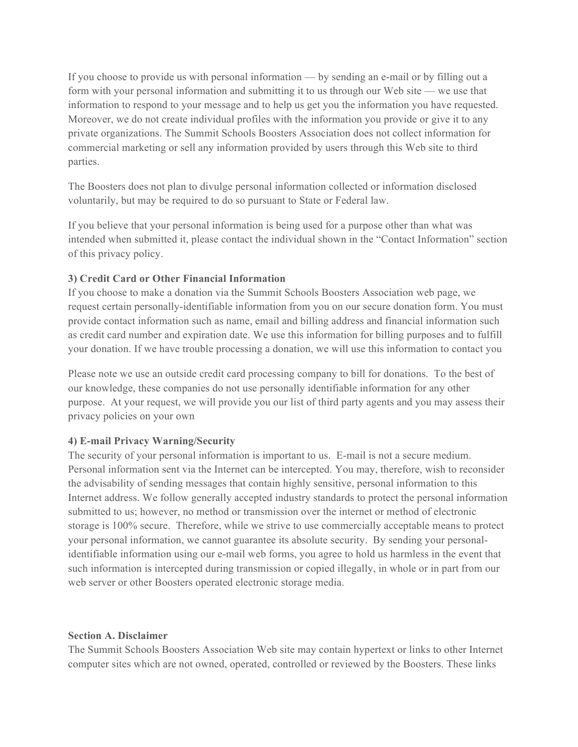If you choose to provide us with personal information — by sending an e-mail or by filling out a form with your personal information and submitting it to us through our Web site — we use that information to respond to your message and to help us get you the information you have requested. Moreover, we do not create individual profiles with the information you provide or give it to any private organizations. The Summit Schools Boosters Association does not collect information for commercial marketing or sell any information provided by users through this Web site to third parties.

The Boosters does not plan to divulge personal information collected or information disclosed voluntarily, but may be required to do so pursuant to State or Federal law.

If you believe that your personal information is being used for a purpose other than what was intended when submitted it, please contact the individual shown in the "Contact Information" section of this privacy policy.

**3) Credit Card or Other Financial Information**

If you choose to make a donation via the Summit Schools Boosters Association web page, we request certain personally-identifiable information from you on our secure donation form. You must provide contact information such as name, email and billing address and financial information such as credit card number and expiration date. We use this information for billing purposes and to fulfill your donation. If we have trouble processing a donation, we will use this information to contact you

Please note we use an outside credit card processing company to bill for donations. To the best of our knowledge, these companies do not use personally identifiable information for any other purpose. At your request, we will provide you our list of third party agents and you may assess their privacy policies on your own

**4) E-mail Privacy Warning/Security**

The security of your personal information is important to us. E-mail is not a secure medium. Personal information sent via the Internet can be intercepted. You may, therefore, wish to reconsider the advisability of sending messages that contain highly sensitive, personal information to this Internet address. We follow generally accepted industry standards to protect the personal information submitted to us; however, no method or transmission over the internet or method of electronic storage is 100% secure. Therefore, while we strive to use commercially acceptable means to protect your personal information, we cannot guarantee its absolute security. By sending your personal-identifiable information using our e-mail web forms, you agree to hold us harmless in the event that such information is intercepted during transmission or copied illegally, in whole or in part from our web server or other Boosters operated electronic storage media.

**Section A. Disclaimer**

The Summit Schools Boosters Association Web site may contain hypertext or links to other Internet computer sites which are not owned, operated, controlled or reviewed by the Boosters. These links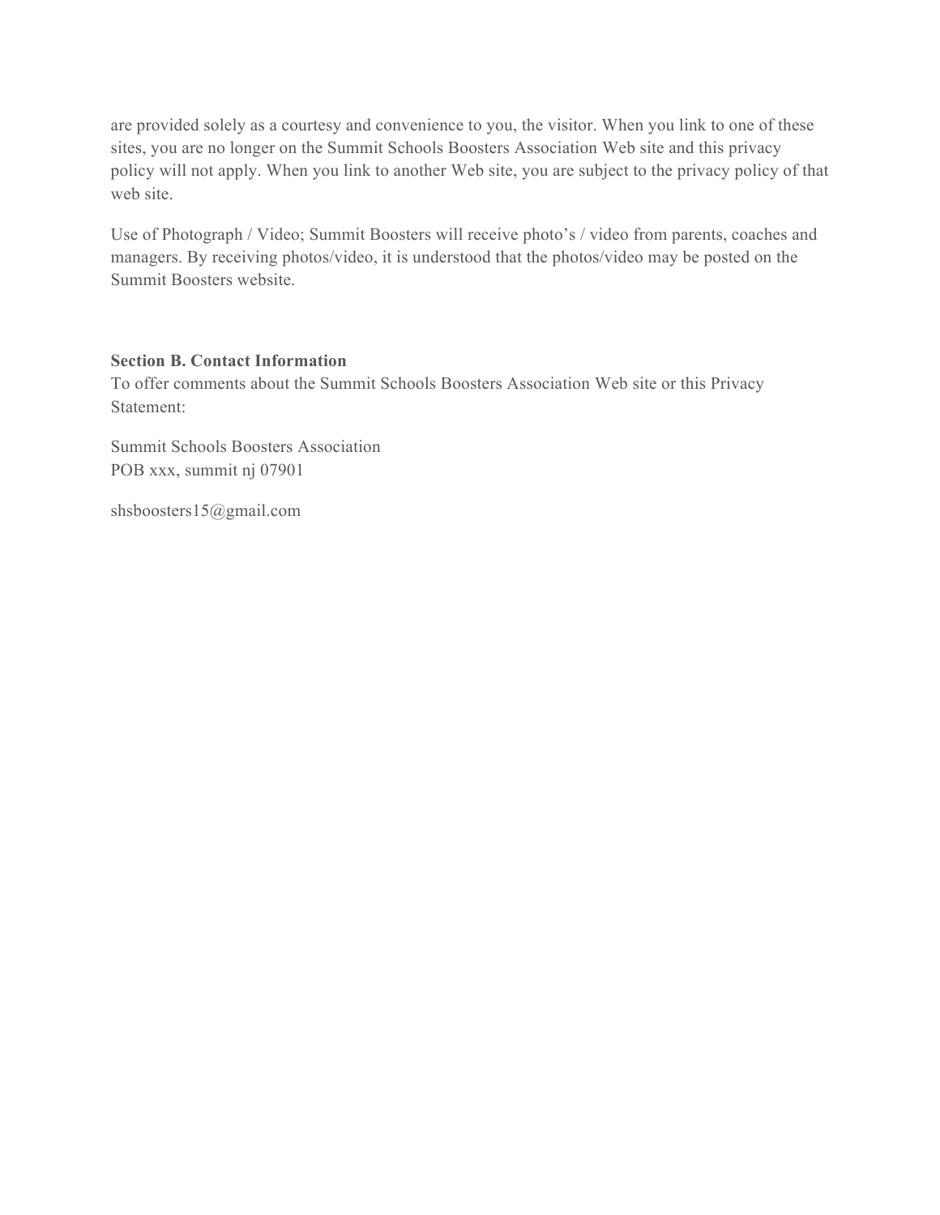are provided solely as a courtesy and convenience to you, the visitor. When you link to one of these sites, you are no longer on the Summit Schools Boosters Association Web site and this privacy policy will not apply. When you link to another Web site, you are subject to the privacy policy of that web site.

Use of Photograph / Video; Summit Boosters will receive photo's / video from parents, coaches and managers. By receiving photos/video, it is understood that the photos/video may be posted on the Summit Boosters website.

**Section B. Contact Information**

To offer comments about the Summit Schools Boosters Association Web site or this Privacy Statement:

Summit Schools Boosters Association
POB xxx, summit nj 07901

shsboosters15@gmail.com